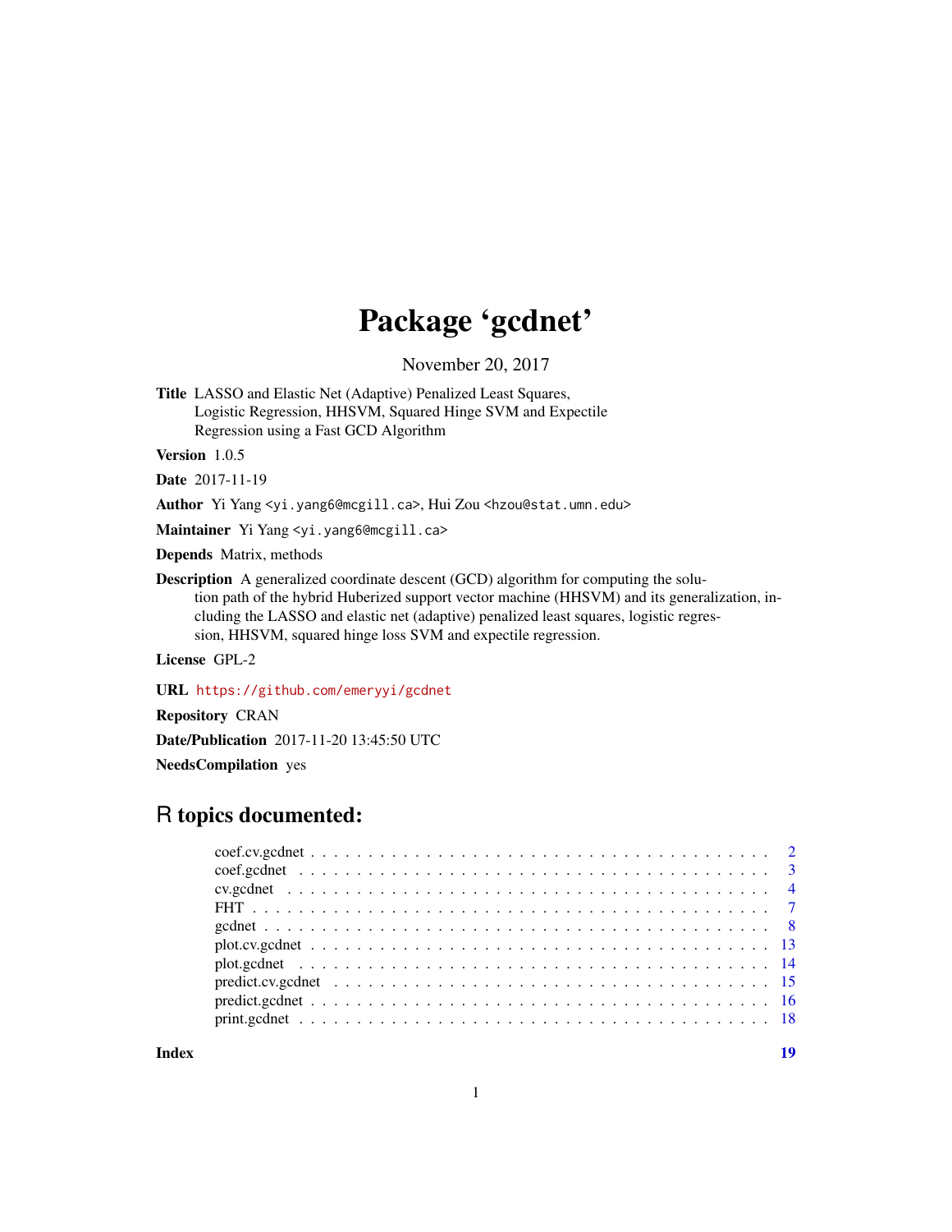# Package 'gcdnet'

November 20, 2017

**Title** LASSO and Elastic Net (Adaptive) Penalized Least Squares, Logistic Regression, HHSVM, Squared Hinge SVM and Expectile Regression using a Fast GCD Algorithm

**Version** 1.0.5

**Date** 2017-11-19

**Author** Yi Yang <yi.yang6@mcgill.ca>, Hui Zou <hzou@stat.umn.edu>

**Maintainer** Yi Yang <yi.yang6@mcgill.ca>

**Depends** Matrix, methods

**Description** A generalized coordinate descent (GCD) algorithm for computing the solution path of the hybrid Huberized support vector machine (HHSVM) and its generalization, including the LASSO and elastic net (adaptive) penalized least squares, logistic regression, HHSVM, squared hinge loss SVM and expectile regression.

**License** GPL-2

**URL** https://github.com/emeryyi/gcdnet

**Repository** CRAN

**Date/Publication** 2017-11-20 13:45:50 UTC

**NeedsCompilation** yes

## R topics documented:

| | |
|---|---|
| coef.cv.gcdnet | 2 |
| coef.gcdnet | 3 |
| cv.gcdnet | 4 |
| FHT | 7 |
| gcdnet | 8 |
| plot.cv.gcdnet | 13 |
| plot.gcdnet | 14 |
| predict.cv.gcdnet | 15 |
| predict.gcdnet | 16 |
| print.gcdnet | 18 |
| **Index** | **19** |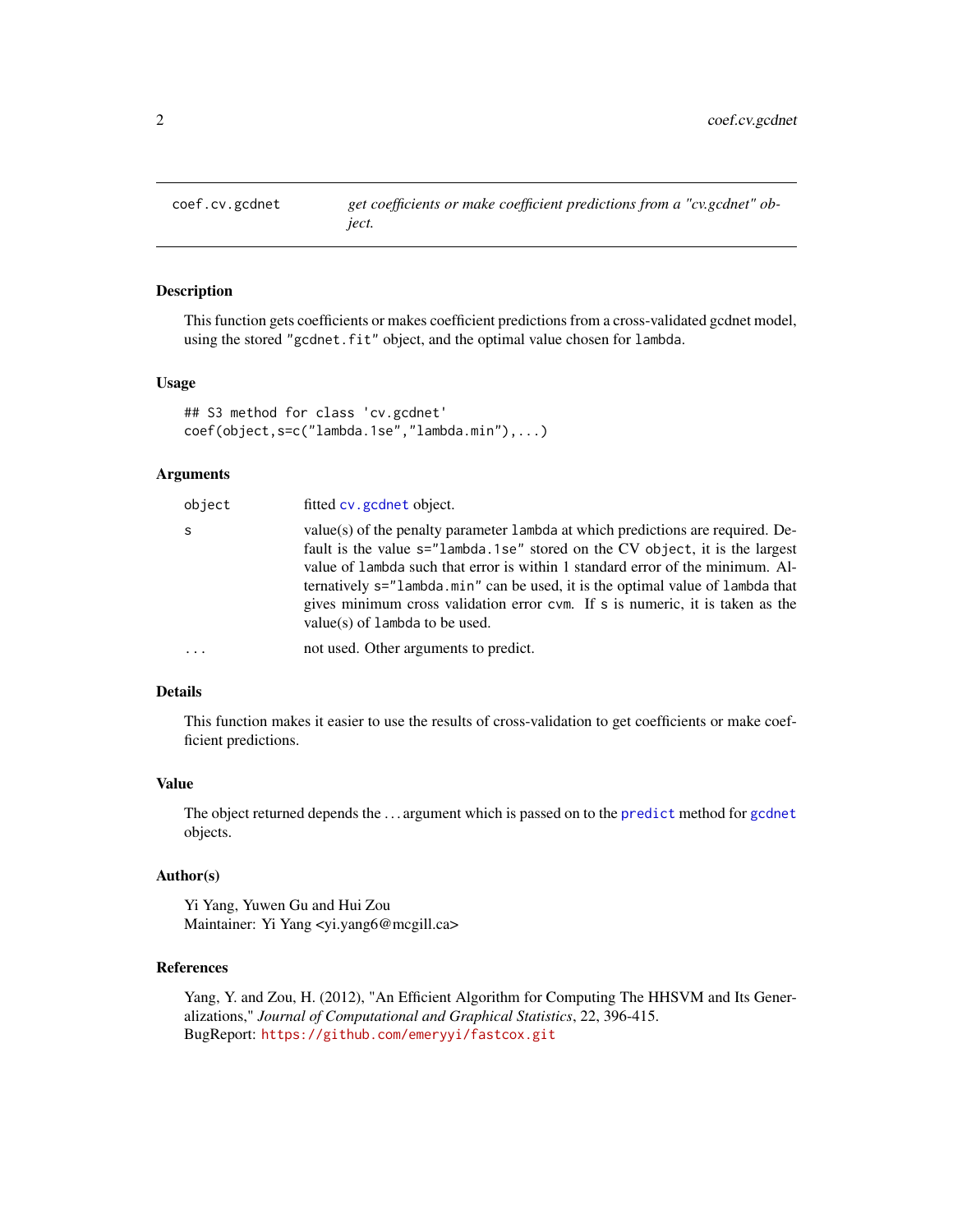# coef.cv.gcdnet

*get coefficients or make coefficient predictions from a "cv.gcdnet" object.*

## Description

This function gets coefficients or makes coefficient predictions from a cross-validated gcdnet model, using the stored "gcdnet.fit" object, and the optimal value chosen for `lambda`.

## Usage

```
## S3 method for class 'cv.gcdnet'
coef(object,s=c("lambda.1se","lambda.min"),...)
```

## Arguments

| | |
|---|---|
| `object` | fitted `cv.gcdnet` object. |
| `s` | value(s) of the penalty parameter `lambda` at which predictions are required. Default is the value `s="lambda.1se"` stored on the CV `object`, it is the largest value of `lambda` such that error is within 1 standard error of the minimum. Alternatively `s="lambda.min"` can be used, it is the optimal value of `lambda` that gives minimum cross validation error `cvm`. If `s` is numeric, it is taken as the value(s) of `lambda` to be used. |
| `...` | not used. Other arguments to predict. |

## Details

This function makes it easier to use the results of cross-validation to get coefficients or make coefficient predictions.

## Value

The object returned depends the ... argument which is passed on to the `predict` method for `gcdnet` objects.

## Author(s)

Yi Yang, Yuwen Gu and Hui Zou
Maintainer: Yi Yang <yi.yang6@mcgill.ca>

## References

Yang, Y. and Zou, H. (2012), "An Efficient Algorithm for Computing The HHSVM and Its Generalizations," *Journal of Computational and Graphical Statistics*, 22, 396-415.
BugReport: https://github.com/emeryyi/fastcox.git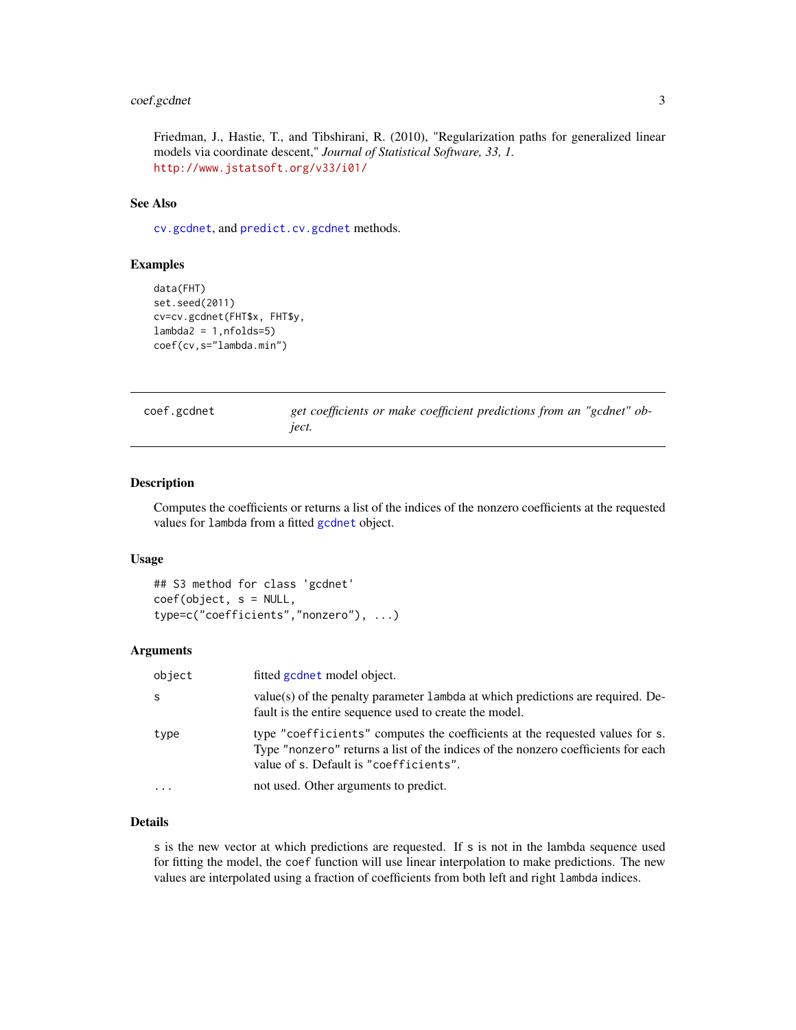Friedman, J., Hastie, T., and Tibshirani, R. (2010), "Regularization paths for generalized linear models via coordinate descent," *Journal of Statistical Software, 33, 1.*
http://www.jstatsoft.org/v33/i01/

### See Also

`cv.gcdnet`, and `predict.cv.gcdnet` methods.

### Examples

```
data(FHT)
set.seed(2011)
cv=cv.gcdnet(FHT$x, FHT$y,
lambda2 = 1,nfolds=5)
coef(cv,s="lambda.min")
```

---

## coef.gcdnet — *get coefficients or make coefficient predictions from an "gcdnet" object.*

---

### Description

Computes the coefficients or returns a list of the indices of the nonzero coefficients at the requested values for `lambda` from a fitted `gcdnet` object.

### Usage

```
## S3 method for class 'gcdnet'
coef(object, s = NULL,
type=c("coefficients","nonzero"), ...)
```

### Arguments

| | |
|---|---|
| `object` | fitted `gcdnet` model object. |
| `s` | value(s) of the penalty parameter `lambda` at which predictions are required. Default is the entire sequence used to create the model. |
| `type` | type `"coefficients"` computes the coefficients at the requested values for `s`. Type `"nonzero"` returns a list of the indices of the nonzero coefficients for each value of `s`. Default is `"coefficients"`. |
| `...` | not used. Other arguments to predict. |

### Details

`s` is the new vector at which predictions are requested. If `s` is not in the lambda sequence used for fitting the model, the `coef` function will use linear interpolation to make predictions. The new values are interpolated using a fraction of coefficients from both left and right `lambda` indices.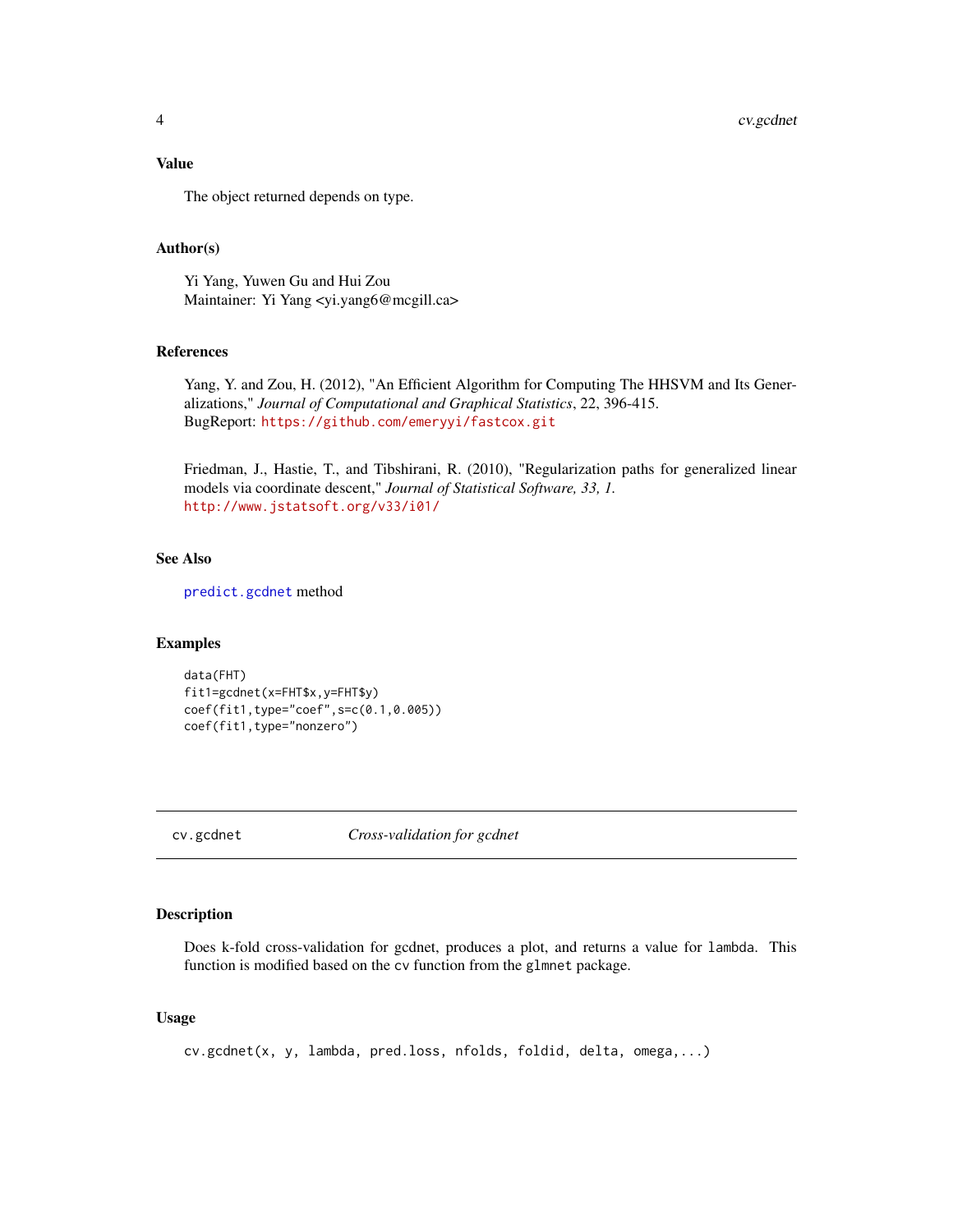### Value

The object returned depends on type.

### Author(s)

Yi Yang, Yuwen Gu and Hui Zou
Maintainer: Yi Yang <yi.yang6@mcgill.ca>

### References

Yang, Y. and Zou, H. (2012), "An Efficient Algorithm for Computing The HHSVM and Its Generalizations," *Journal of Computational and Graphical Statistics*, 22, 396-415.
BugReport: https://github.com/emeryyi/fastcox.git

Friedman, J., Hastie, T., and Tibshirani, R. (2010), "Regularization paths for generalized linear models via coordinate descent," *Journal of Statistical Software, 33, 1.*
http://www.jstatsoft.org/v33/i01/

### See Also

predict.gcdnet method

### Examples

```
data(FHT)
fit1=gcdnet(x=FHT$x,y=FHT$y)
coef(fit1,type="coef",s=c(0.1,0.005))
coef(fit1,type="nonzero")
```

---

## cv.gcdnet *Cross-validation for gcdnet*

---

### Description

Does k-fold cross-validation for gcdnet, produces a plot, and returns a value for lambda. This function is modified based on the cv function from the glmnet package.

### Usage

```
cv.gcdnet(x, y, lambda, pred.loss, nfolds, foldid, delta, omega,...)
```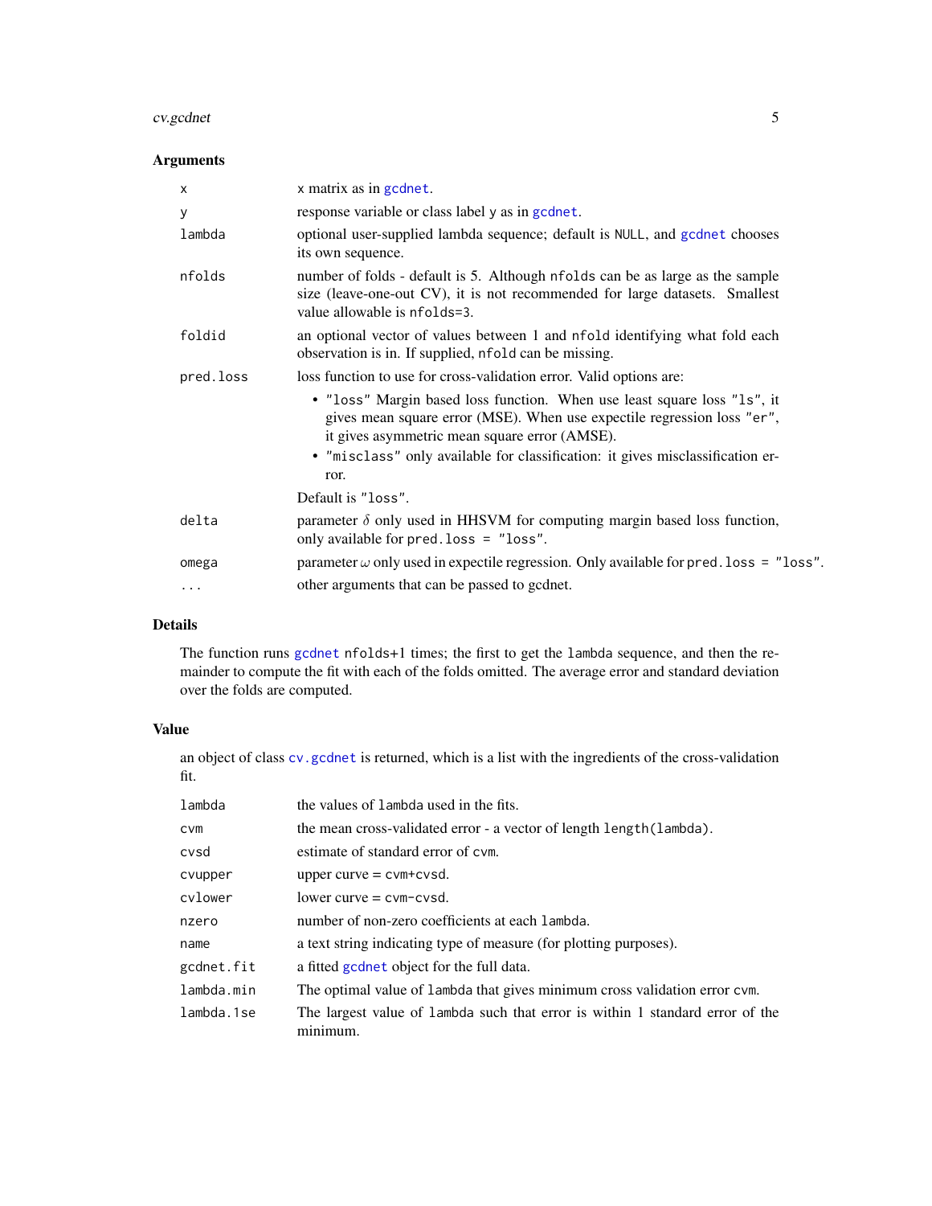## Arguments

| | |
|---|---|
| `x` | x matrix as in `gcdnet`. |
| `y` | response variable or class label y as in `gcdnet`. |
| `lambda` | optional user-supplied lambda sequence; default is `NULL`, and `gcdnet` chooses its own sequence. |
| `nfolds` | number of folds - default is 5. Although `nfolds` can be as large as the sample size (leave-one-out CV), it is not recommended for large datasets. Smallest value allowable is `nfolds=3`. |
| `foldid` | an optional vector of values between 1 and `nfold` identifying what fold each observation is in. If supplied, `nfold` can be missing. |
| `pred.loss` | loss function to use for cross-validation error. Valid options are: <br> • `"loss"` Margin based loss function. When use least square loss `"ls"`, it gives mean square error (MSE). When use expectile regression loss `"er"`, it gives asymmetric mean square error (AMSE). <br> • `"misclass"` only available for classification: it gives misclassification error. <br> Default is `"loss"`. |
| `delta` | parameter $\delta$ only used in HHSVM for computing margin based loss function, only available for `pred.loss = "loss"`. |
| `omega` | parameter $\omega$ only used in expectile regression. Only available for `pred.loss = "loss"`. |
| `...` | other arguments that can be passed to gcdnet. |

## Details

The function runs `gcdnet` `nfolds`+1 times; the first to get the `lambda` sequence, and then the remainder to compute the fit with each of the folds omitted. The average error and standard deviation over the folds are computed.

## Value

an object of class `cv.gcdnet` is returned, which is a list with the ingredients of the cross-validation fit.

| | |
|---|---|
| `lambda` | the values of `lambda` used in the fits. |
| `cvm` | the mean cross-validated error - a vector of length `length(lambda)`. |
| `cvsd` | estimate of standard error of `cvm`. |
| `cvupper` | upper curve = `cvm+cvsd`. |
| `cvlower` | lower curve = `cvm-cvsd`. |
| `nzero` | number of non-zero coefficients at each `lambda`. |
| `name` | a text string indicating type of measure (for plotting purposes). |
| `gcdnet.fit` | a fitted `gcdnet` object for the full data. |
| `lambda.min` | The optimal value of `lambda` that gives minimum cross validation error `cvm`. |
| `lambda.1se` | The largest value of `lambda` such that error is within 1 standard error of the minimum. |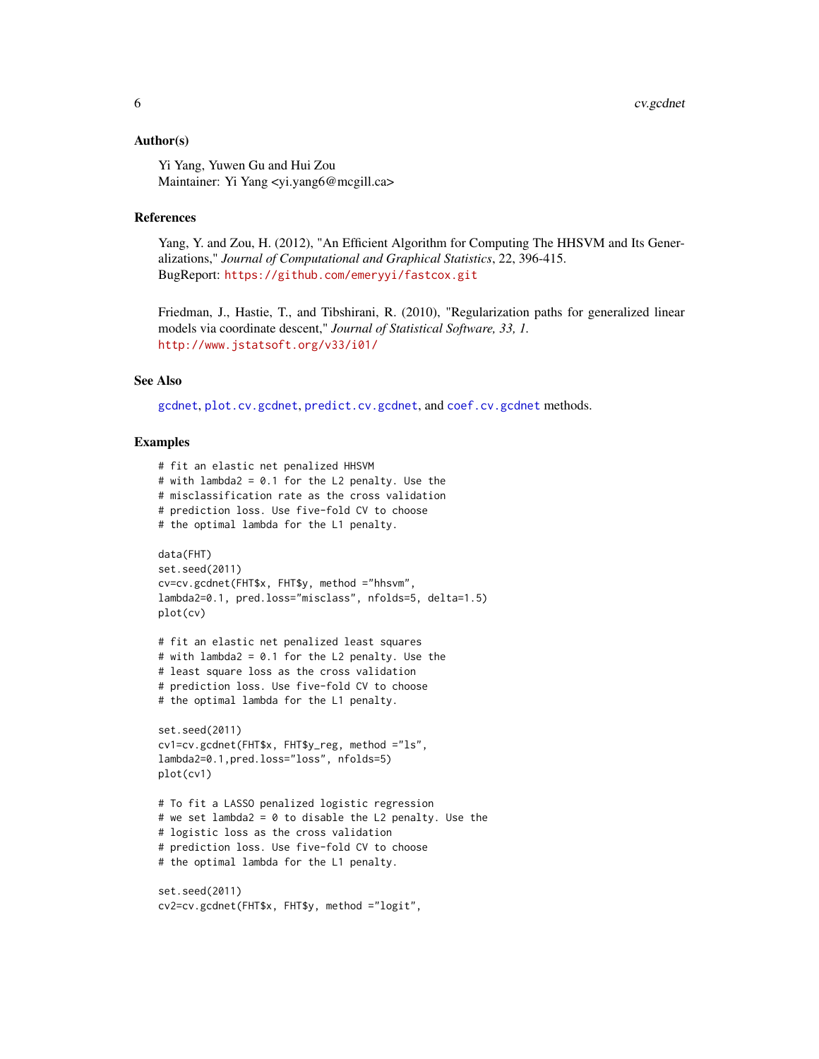### Author(s)

Yi Yang, Yuwen Gu and Hui Zou
Maintainer: Yi Yang <yi.yang6@mcgill.ca>

### References

Yang, Y. and Zou, H. (2012), "An Efficient Algorithm for Computing The HHSVM and Its Generalizations," *Journal of Computational and Graphical Statistics*, 22, 396-415.
BugReport: https://github.com/emeryyi/fastcox.git

Friedman, J., Hastie, T., and Tibshirani, R. (2010), "Regularization paths for generalized linear models via coordinate descent," *Journal of Statistical Software, 33, 1.*
http://www.jstatsoft.org/v33/i01/

### See Also

gcdnet, plot.cv.gcdnet, predict.cv.gcdnet, and coef.cv.gcdnet methods.

### Examples

```
# fit an elastic net penalized HHSVM
# with lambda2 = 0.1 for the L2 penalty. Use the
# misclassification rate as the cross validation
# prediction loss. Use five-fold CV to choose
# the optimal lambda for the L1 penalty.

data(FHT)
set.seed(2011)
cv=cv.gcdnet(FHT$x, FHT$y, method ="hhsvm",
lambda2=0.1, pred.loss="misclass", nfolds=5, delta=1.5)
plot(cv)

# fit an elastic net penalized least squares
# with lambda2 = 0.1 for the L2 penalty. Use the
# least square loss as the cross validation
# prediction loss. Use five-fold CV to choose
# the optimal lambda for the L1 penalty.

set.seed(2011)
cv1=cv.gcdnet(FHT$x, FHT$y_reg, method ="ls",
lambda2=0.1,pred.loss="loss", nfolds=5)
plot(cv1)

# To fit a LASSO penalized logistic regression
# we set lambda2 = 0 to disable the L2 penalty. Use the
# logistic loss as the cross validation
# prediction loss. Use five-fold CV to choose
# the optimal lambda for the L1 penalty.

set.seed(2011)
cv2=cv.gcdnet(FHT$x, FHT$y, method ="logit",
```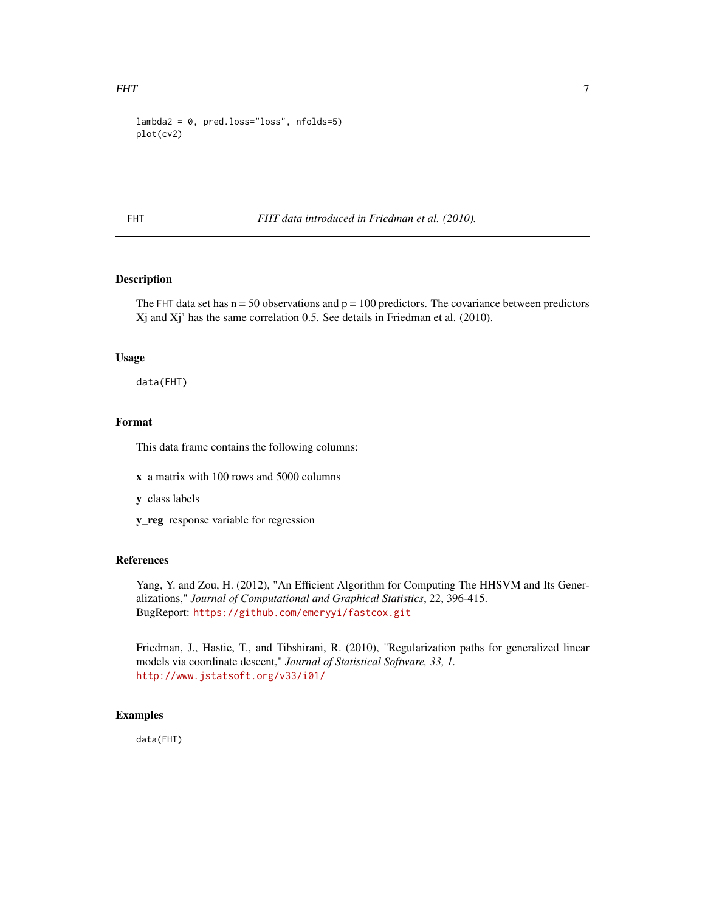```
lambda2 = 0, pred.loss="loss", nfolds=5)
plot(cv2)
```

## FHT — *FHT data introduced in Friedman et al. (2010).*

### Description

The FHT data set has n = 50 observations and p = 100 predictors. The covariance between predictors Xj and Xj' has the same correlation 0.5. See details in Friedman et al. (2010).

### Usage

```
data(FHT)
```

### Format

This data frame contains the following columns:

**x** a matrix with 100 rows and 5000 columns

**y** class labels

**y_reg** response variable for regression

### References

Yang, Y. and Zou, H. (2012), "An Efficient Algorithm for Computing The HHSVM and Its Generalizations," *Journal of Computational and Graphical Statistics*, 22, 396-415.
BugReport: https://github.com/emeryyi/fastcox.git

Friedman, J., Hastie, T., and Tibshirani, R. (2010), "Regularization paths for generalized linear models via coordinate descent," *Journal of Statistical Software, 33, 1.*
http://www.jstatsoft.org/v33/i01/

### Examples

```
data(FHT)
```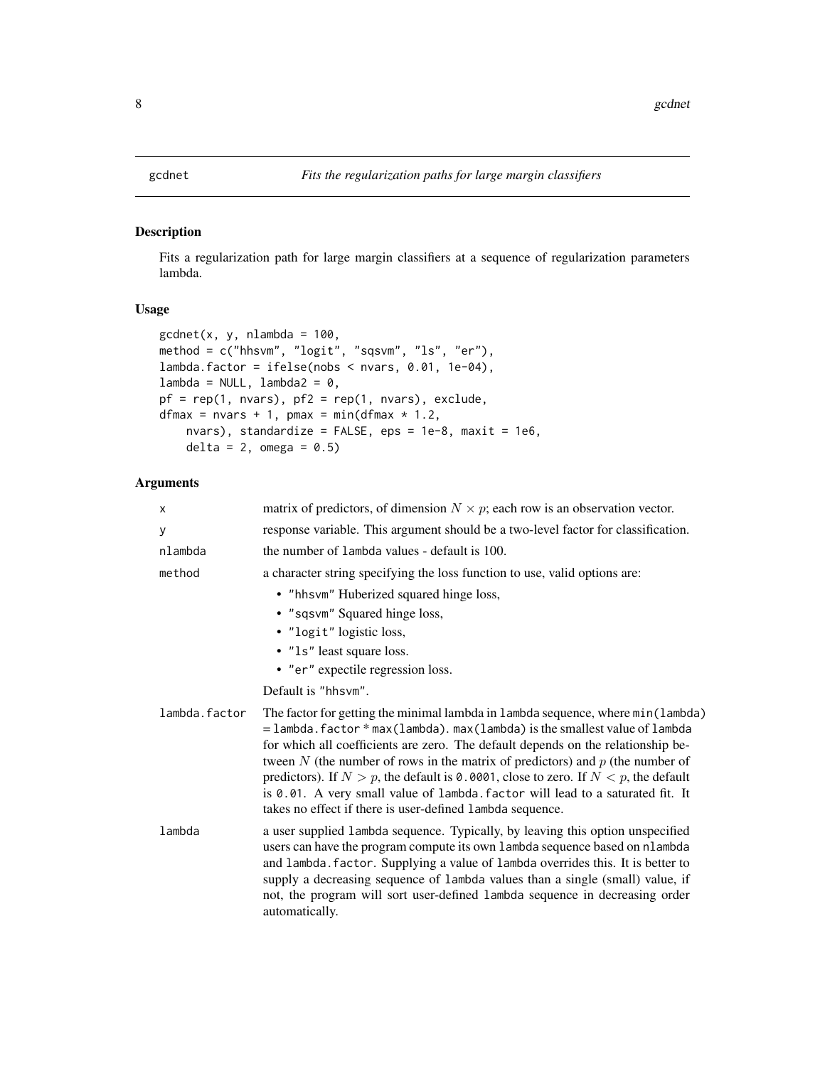gcdnet    *Fits the regularization paths for large margin classifiers*

## Description

Fits a regularization path for large margin classifiers at a sequence of regularization parameters lambda.

## Usage

```
gcdnet(x, y, nlambda = 100,
method = c("hhsvm", "logit", "sqsvm", "ls", "er"),
lambda.factor = ifelse(nobs < nvars, 0.01, 1e-04),
lambda = NULL, lambda2 = 0,
pf = rep(1, nvars), pf2 = rep(1, nvars), exclude,
dfmax = nvars + 1, pmax = min(dfmax * 1.2,
    nvars), standardize = FALSE, eps = 1e-8, maxit = 1e6,
    delta = 2, omega = 0.5)
```

## Arguments

- `x` — matrix of predictors, of dimension $N \times p$; each row is an observation vector.
- `y` — response variable. This argument should be a two-level factor for classification.
- `nlambda` — the number of `lambda` values - default is 100.
- `method` — a character string specifying the loss function to use, valid options are:
  - `"hhsvm"` Huberized squared hinge loss,
  - `"sqsvm"` Squared hinge loss,
  - `"logit"` logistic loss,
  - `"ls"` least square loss.
  - `"er"` expectile regression loss.

  Default is `"hhsvm"`.
- `lambda.factor` — The factor for getting the minimal lambda in `lambda` sequence, where `min(lambda) = lambda.factor * max(lambda)`. `max(lambda)` is the smallest value of `lambda` for which all coefficients are zero. The default depends on the relationship between $N$ (the number of rows in the matrix of predictors) and $p$ (the number of predictors). If $N > p$, the default is `0.0001`, close to zero. If $N < p$, the default is `0.01`. A very small value of `lambda.factor` will lead to a saturated fit. It takes no effect if there is user-defined `lambda` sequence.
- `lambda` — a user supplied `lambda` sequence. Typically, by leaving this option unspecified users can have the program compute its own `lambda` sequence based on `nlambda` and `lambda.factor`. Supplying a value of `lambda` overrides this. It is better to supply a decreasing sequence of `lambda` values than a single (small) value, if not, the program will sort user-defined `lambda` sequence in decreasing order automatically.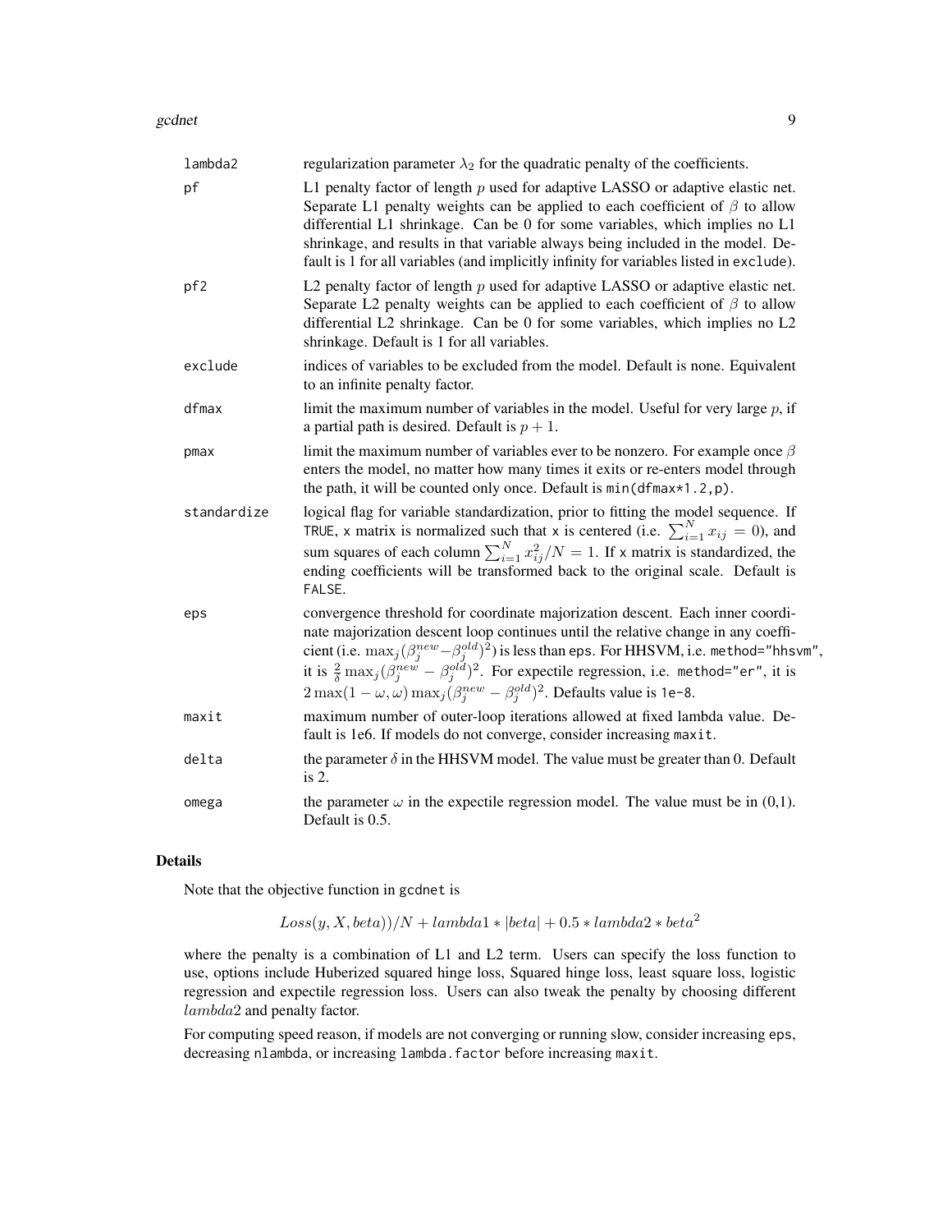| | |
|---|---|
| lambda2 | regularization parameter $\lambda_2$ for the quadratic penalty of the coefficients. |
| pf | L1 penalty factor of length $p$ used for adaptive LASSO or adaptive elastic net. Separate L1 penalty weights can be applied to each coefficient of $\beta$ to allow differential L1 shrinkage. Can be 0 for some variables, which implies no L1 shrinkage, and results in that variable always being included in the model. Default is 1 for all variables (and implicitly infinity for variables listed in exclude). |
| pf2 | L2 penalty factor of length $p$ used for adaptive LASSO or adaptive elastic net. Separate L2 penalty weights can be applied to each coefficient of $\beta$ to allow differential L2 shrinkage. Can be 0 for some variables, which implies no L2 shrinkage. Default is 1 for all variables. |
| exclude | indices of variables to be excluded from the model. Default is none. Equivalent to an infinite penalty factor. |
| dfmax | limit the maximum number of variables in the model. Useful for very large $p$, if a partial path is desired. Default is $p + 1$. |
| pmax | limit the maximum number of variables ever to be nonzero. For example once $\beta$ enters the model, no matter how many times it exits or re-enters model through the path, it will be counted only once. Default is min(dfmax*1.2,p). |
| standardize | logical flag for variable standardization, prior to fitting the model sequence. If TRUE, x matrix is normalized such that x is centered (i.e. $\sum_{i=1}^{N} x_{ij} = 0$), and sum squares of each column $\sum_{i=1}^{N} x_{ij}^2/N = 1$. If x matrix is standardized, the ending coefficients will be transformed back to the original scale. Default is FALSE. |
| eps | convergence threshold for coordinate majorization descent. Each inner coordinate majorization descent loop continues until the relative change in any coefficient (i.e. $\max_j(\beta_j^{new} - \beta_j^{old})^2$) is less than eps. For HHSVM, i.e. method="hhsvm", it is $\frac{2}{\delta}\max_j(\beta_j^{new} - \beta_j^{old})^2$. For expectile regression, i.e. method="er", it is $2\max(1-\omega,\omega)\max_j(\beta_j^{new} - \beta_j^{old})^2$. Defaults value is 1e-8. |
| maxit | maximum number of outer-loop iterations allowed at fixed lambda value. Default is 1e6. If models do not converge, consider increasing maxit. |
| delta | the parameter $\delta$ in the HHSVM model. The value must be greater than 0. Default is 2. |
| omega | the parameter $\omega$ in the expectile regression model. The value must be in (0,1). Default is 0.5. |

## Details

Note that the objective function in gcdnet is

$$Loss(y, X, beta))/N + lambda1 * |beta| + 0.5 * lambda2 * beta^2$$

where the penalty is a combination of L1 and L2 term. Users can specify the loss function to use, options include Huberized squared hinge loss, Squared hinge loss, least square loss, logistic regression and expectile regression loss. Users can also tweak the penalty by choosing different $lambda2$ and penalty factor.

For computing speed reason, if models are not converging or running slow, consider increasing eps, decreasing nlambda, or increasing lambda.factor before increasing maxit.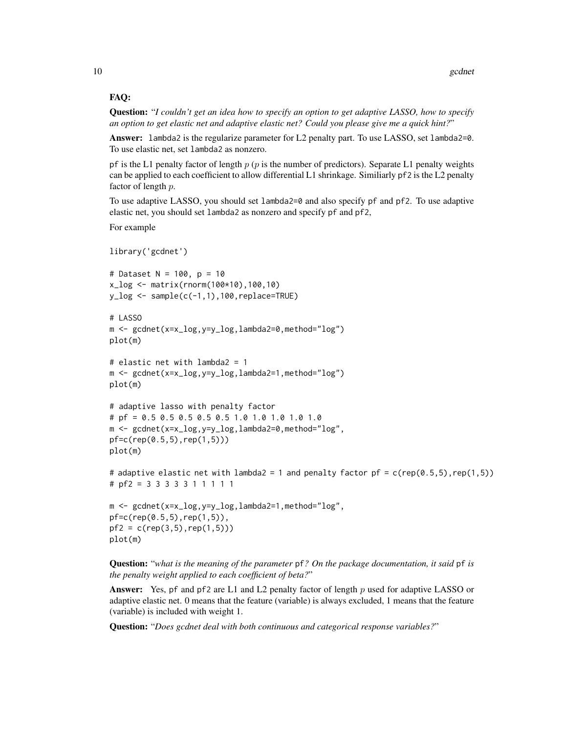**FAQ:**

**Question:** "*I couldn't get an idea how to specify an option to get adaptive LASSO, how to specify an option to get elastic net and adaptive elastic net? Could you please give me a quick hint?*"

**Answer:** lambda2 is the regularize parameter for L2 penalty part. To use LASSO, set lambda2=0. To use elastic net, set lambda2 as nonzero.

pf is the L1 penalty factor of length $p$ ($p$ is the number of predictors). Separate L1 penalty weights can be applied to each coefficient to allow differential L1 shrinkage. Similiarly pf2 is the L2 penalty factor of length $p$.

To use adaptive LASSO, you should set lambda2=0 and also specify pf and pf2. To use adaptive elastic net, you should set lambda2 as nonzero and specify pf and pf2,

For example

```
library('gcdnet')

# Dataset N = 100, p = 10
x_log <- matrix(rnorm(100*10),100,10)
y_log <- sample(c(-1,1),100,replace=TRUE)

# LASSO
m <- gcdnet(x=x_log,y=y_log,lambda2=0,method="log")
plot(m)

# elastic net with lambda2 = 1
m <- gcdnet(x=x_log,y=y_log,lambda2=1,method="log")
plot(m)

# adaptive lasso with penalty factor
# pf = 0.5 0.5 0.5 0.5 0.5 1.0 1.0 1.0 1.0 1.0
m <- gcdnet(x=x_log,y=y_log,lambda2=0,method="log",
pf=c(rep(0.5,5),rep(1,5)))
plot(m)

# adaptive elastic net with lambda2 = 1 and penalty factor pf = c(rep(0.5,5),rep(1,5))
# pf2 = 3 3 3 3 3 1 1 1 1 1

m <- gcdnet(x=x_log,y=y_log,lambda2=1,method="log",
pf=c(rep(0.5,5),rep(1,5)),
pf2 = c(rep(3,5),rep(1,5)))
plot(m)
```

**Question:** "*what is the meaning of the parameter* pf*? On the package documentation, it said* pf *is the penalty weight applied to each coefficient of beta?*"

**Answer:** Yes, pf and pf2 are L1 and L2 penalty factor of length $p$ used for adaptive LASSO or adaptive elastic net. 0 means that the feature (variable) is always excluded, 1 means that the feature (variable) is included with weight 1.

**Question:** "*Does gcdnet deal with both continuous and categorical response variables?*"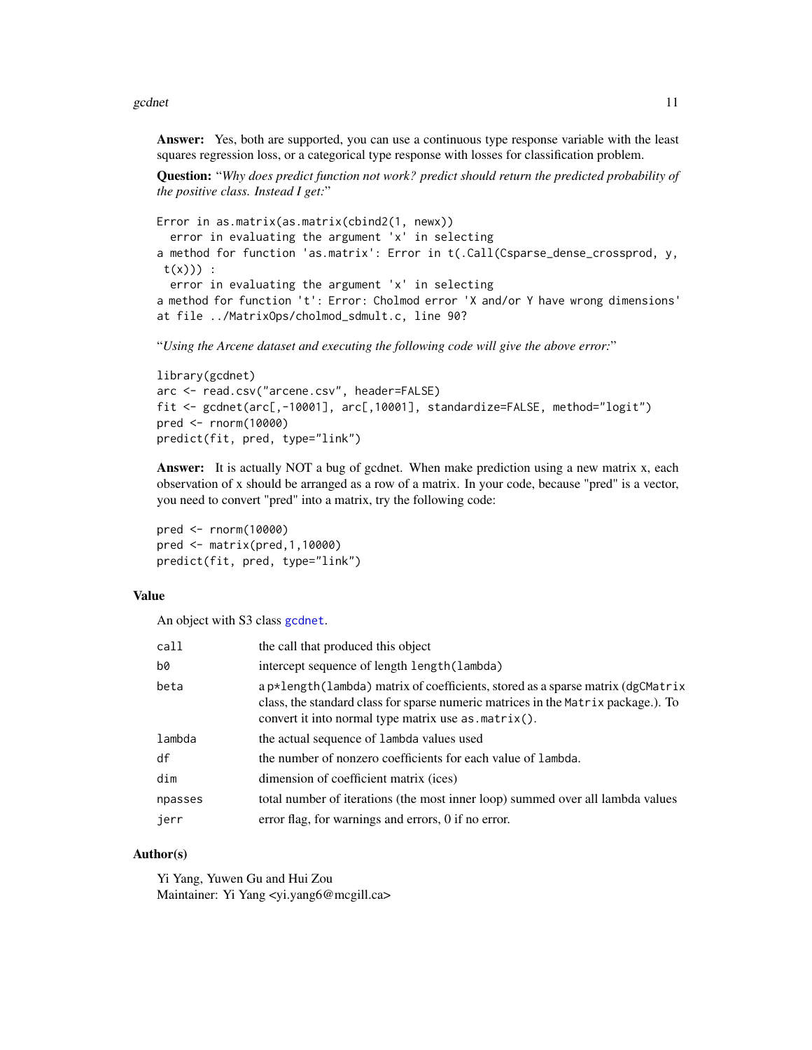**Answer:** Yes, both are supported, you can use a continuous type response variable with the least squares regression loss, or a categorical type response with losses for classification problem.

**Question:** "*Why does predict function not work? predict should return the predicted probability of the positive class. Instead I get:*"

```
Error in as.matrix(as.matrix(cbind2(1, newx))
  error in evaluating the argument 'x' in selecting
a method for function 'as.matrix': Error in t(.Call(Csparse_dense_crossprod, y,
 t(x))) :
  error in evaluating the argument 'x' in selecting
a method for function 't': Error: Cholmod error 'X and/or Y have wrong dimensions'
at file ../MatrixOps/cholmod_sdmult.c, line 90?
```

"*Using the Arcene dataset and executing the following code will give the above error:*"

```
library(gcdnet)
arc <- read.csv("arcene.csv", header=FALSE)
fit <- gcdnet(arc[,-10001], arc[,10001], standardize=FALSE, method="logit")
pred <- rnorm(10000)
predict(fit, pred, type="link")
```

**Answer:** It is actually NOT a bug of gcdnet. When make prediction using a new matrix x, each observation of x should be arranged as a row of a matrix. In your code, because "pred" is a vector, you need to convert "pred" into a matrix, try the following code:

```
pred <- rnorm(10000)
pred <- matrix(pred,1,10000)
predict(fit, pred, type="link")
```

## Value

An object with S3 class `gcdnet`.

| | |
|---|---|
| `call` | the call that produced this object |
| `b0` | intercept sequence of length `length(lambda)` |
| `beta` | a `p*length(lambda)` matrix of coefficients, stored as a sparse matrix (`dgCMatrix` class, the standard class for sparse numeric matrices in the `Matrix` package.). To convert it into normal type matrix use `as.matrix()`. |
| `lambda` | the actual sequence of `lambda` values used |
| `df` | the number of nonzero coefficients for each value of `lambda`. |
| `dim` | dimension of coefficient matrix (ices) |
| `npasses` | total number of iterations (the most inner loop) summed over all lambda values |
| `jerr` | error flag, for warnings and errors, 0 if no error. |

## Author(s)

Yi Yang, Yuwen Gu and Hui Zou
Maintainer: Yi Yang <yi.yang6@mcgill.ca>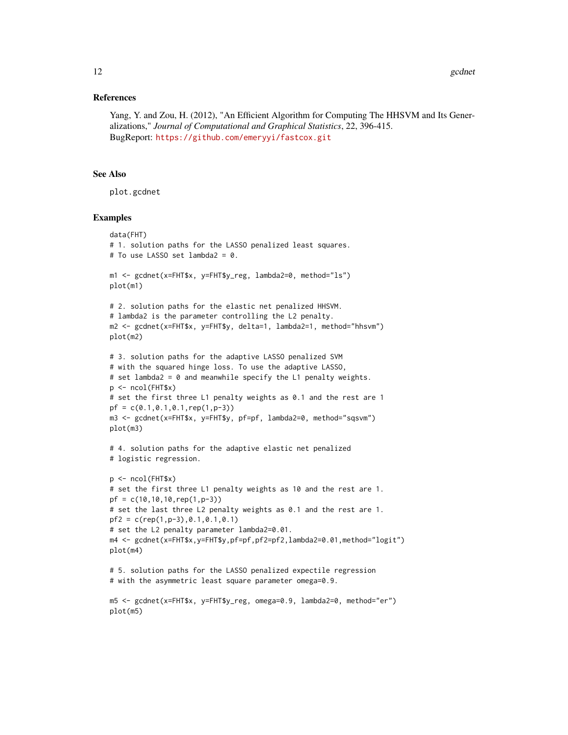## References

Yang, Y. and Zou, H. (2012), "An Efficient Algorithm for Computing The HHSVM and Its Generalizations," *Journal of Computational and Graphical Statistics*, 22, 396-415.
BugReport: https://github.com/emeryyi/fastcox.git

## See Also

plot.gcdnet

## Examples

```
data(FHT)
# 1. solution paths for the LASSO penalized least squares.
# To use LASSO set lambda2 = 0.

m1 <- gcdnet(x=FHT$x, y=FHT$y_reg, lambda2=0, method="ls")
plot(m1)

# 2. solution paths for the elastic net penalized HHSVM.
# lambda2 is the parameter controlling the L2 penalty.
m2 <- gcdnet(x=FHT$x, y=FHT$y, delta=1, lambda2=1, method="hhsvm")
plot(m2)

# 3. solution paths for the adaptive LASSO penalized SVM
# with the squared hinge loss. To use the adaptive LASSO,
# set lambda2 = 0 and meanwhile specify the L1 penalty weights.
p <- ncol(FHT$x)
# set the first three L1 penalty weights as 0.1 and the rest are 1
pf = c(0.1,0.1,0.1,rep(1,p-3))
m3 <- gcdnet(x=FHT$x, y=FHT$y, pf=pf, lambda2=0, method="sqsvm")
plot(m3)

# 4. solution paths for the adaptive elastic net penalized
# logistic regression.

p <- ncol(FHT$x)
# set the first three L1 penalty weights as 10 and the rest are 1.
pf = c(10,10,10,rep(1,p-3))
# set the last three L2 penalty weights as 0.1 and the rest are 1.
pf2 = c(rep(1,p-3),0.1,0.1,0.1)
# set the L2 penalty parameter lambda2=0.01.
m4 <- gcdnet(x=FHT$x,y=FHT$y,pf=pf,pf2=pf2,lambda2=0.01,method="logit")
plot(m4)

# 5. solution paths for the LASSO penalized expectile regression
# with the asymmetric least square parameter omega=0.9.

m5 <- gcdnet(x=FHT$x, y=FHT$y_reg, omega=0.9, lambda2=0, method="er")
plot(m5)
```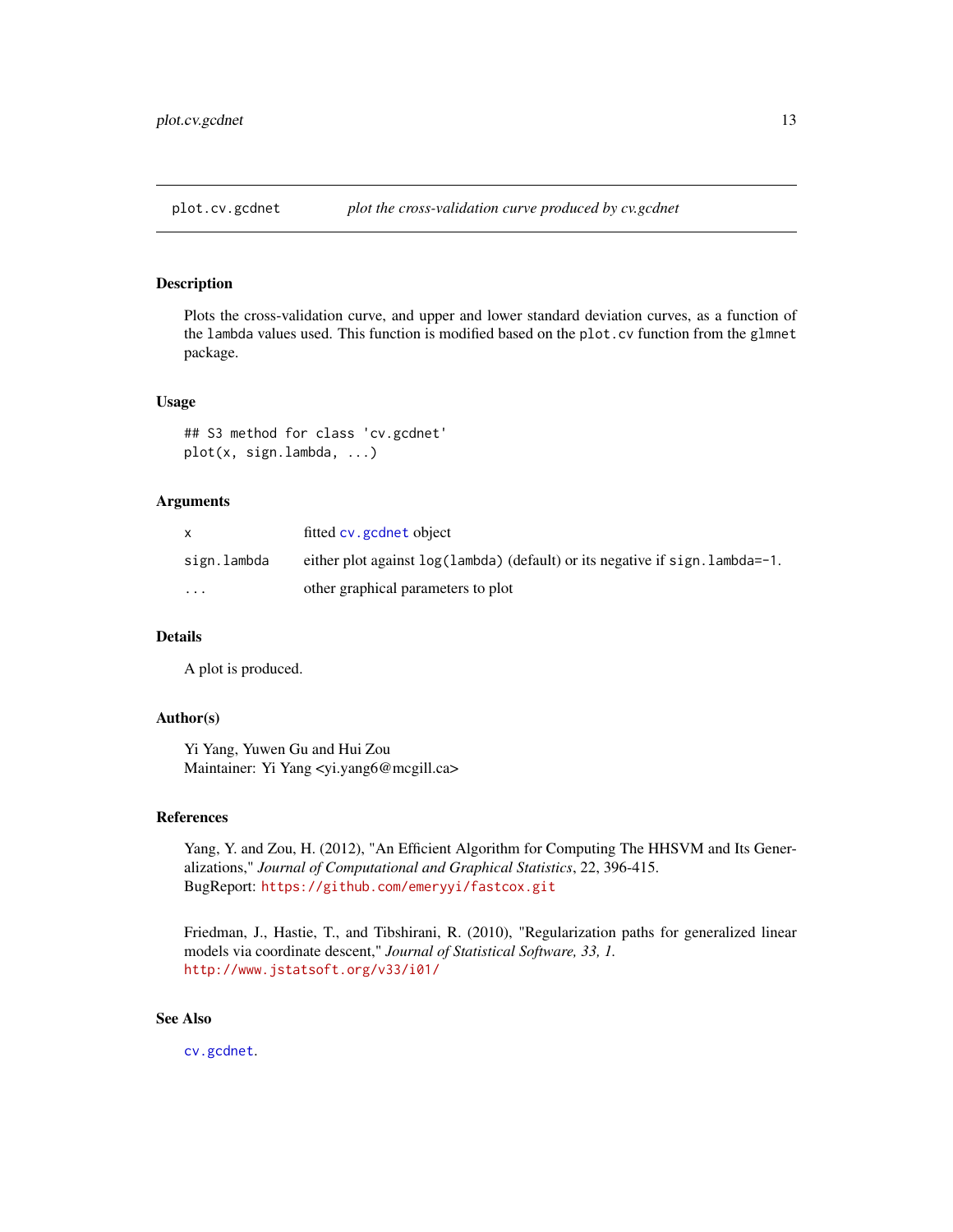# plot.cv.gcdnet — *plot the cross-validation curve produced by cv.gcdnet*

## Description

Plots the cross-validation curve, and upper and lower standard deviation curves, as a function of the `lambda` values used. This function is modified based on the `plot.cv` function from the `glmnet` package.

## Usage

```
## S3 method for class 'cv.gcdnet'
plot(x, sign.lambda, ...)
```

## Arguments

| | |
|---|---|
| `x` | fitted `cv.gcdnet` object |
| `sign.lambda` | either plot against `log(lambda)` (default) or its negative if `sign.lambda=-1`. |
| `...` | other graphical parameters to plot |

## Details

A plot is produced.

## Author(s)

Yi Yang, Yuwen Gu and Hui Zou
Maintainer: Yi Yang <yi.yang6@mcgill.ca>

## References

Yang, Y. and Zou, H. (2012), "An Efficient Algorithm for Computing The HHSVM and Its Generalizations," *Journal of Computational and Graphical Statistics*, 22, 396-415.
BugReport: https://github.com/emeryyi/fastcox.git

Friedman, J., Hastie, T., and Tibshirani, R. (2010), "Regularization paths for generalized linear models via coordinate descent," *Journal of Statistical Software, 33, 1.*
http://www.jstatsoft.org/v33/i01/

## See Also

`cv.gcdnet`.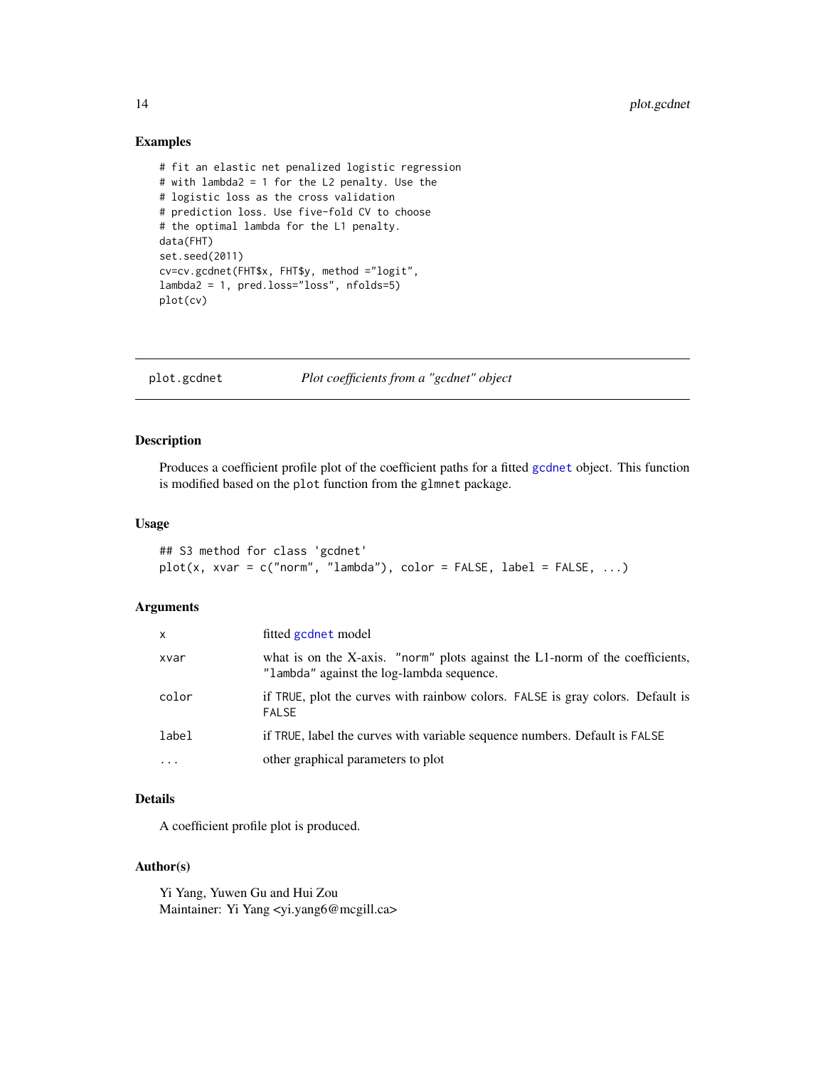## Examples

```
# fit an elastic net penalized logistic regression
# with lambda2 = 1 for the L2 penalty. Use the
# logistic loss as the cross validation
# prediction loss. Use five-fold CV to choose
# the optimal lambda for the L1 penalty.
data(FHT)
set.seed(2011)
cv=cv.gcdnet(FHT$x, FHT$y, method ="logit",
lambda2 = 1, pred.loss="loss", nfolds=5)
plot(cv)
```

---

# plot.gcdnet — *Plot coefficients from a "gcdnet" object*

## Description

Produces a coefficient profile plot of the coefficient paths for a fitted `gcdnet` object. This function is modified based on the `plot` function from the `glmnet` package.

## Usage

```
## S3 method for class 'gcdnet'
plot(x, xvar = c("norm", "lambda"), color = FALSE, label = FALSE, ...)
```

## Arguments

| | |
|---|---|
| `x` | fitted `gcdnet` model |
| `xvar` | what is on the X-axis. `"norm"` plots against the L1-norm of the coefficients, `"lambda"` against the log-lambda sequence. |
| `color` | if `TRUE`, plot the curves with rainbow colors. `FALSE` is gray colors. Default is `FALSE` |
| `label` | if `TRUE`, label the curves with variable sequence numbers. Default is `FALSE` |
| `...` | other graphical parameters to plot |

## Details

A coefficient profile plot is produced.

## Author(s)

Yi Yang, Yuwen Gu and Hui Zou
Maintainer: Yi Yang <yi.yang6@mcgill.ca>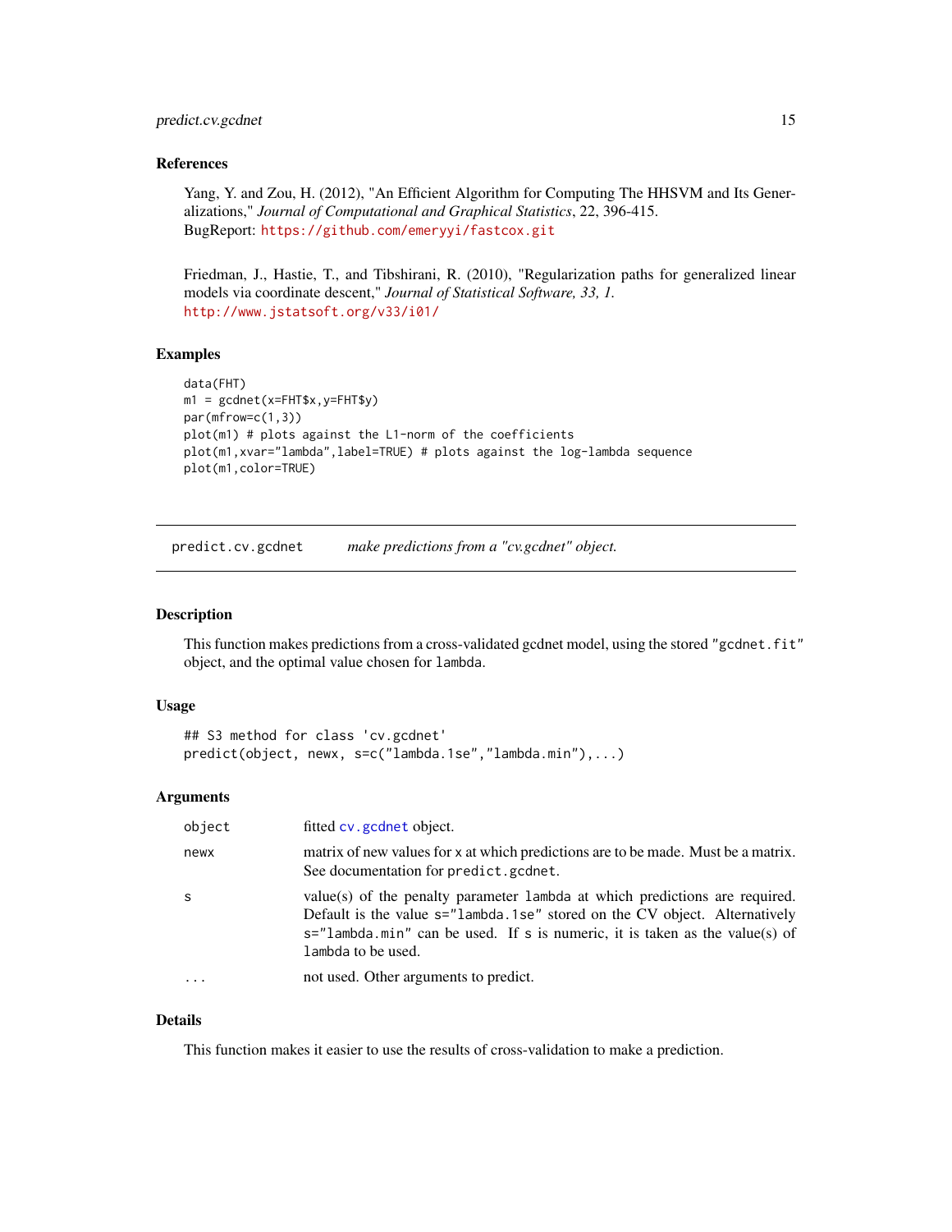### References

Yang, Y. and Zou, H. (2012), "An Efficient Algorithm for Computing The HHSVM and Its Generalizations," *Journal of Computational and Graphical Statistics*, 22, 396-415.
BugReport: https://github.com/emeryyi/fastcox.git

Friedman, J., Hastie, T., and Tibshirani, R. (2010), "Regularization paths for generalized linear models via coordinate descent," *Journal of Statistical Software, 33, 1.*
http://www.jstatsoft.org/v33/i01/

### Examples

```
data(FHT)
m1 = gcdnet(x=FHT$x,y=FHT$y)
par(mfrow=c(1,3))
plot(m1) # plots against the L1-norm of the coefficients
plot(m1,xvar="lambda",label=TRUE) # plots against the log-lambda sequence
plot(m1,color=TRUE)
```

---

## predict.cv.gcdnet *make predictions from a "cv.gcdnet" object.*

### Description

This function makes predictions from a cross-validated gcdnet model, using the stored "gcdnet.fit" object, and the optimal value chosen for lambda.

### Usage

```
## S3 method for class 'cv.gcdnet'
predict(object, newx, s=c("lambda.1se","lambda.min"),...)
```

### Arguments

| | |
|---|---|
| object | fitted cv.gcdnet object. |
| newx | matrix of new values for x at which predictions are to be made. Must be a matrix. See documentation for predict.gcdnet. |
| s | value(s) of the penalty parameter lambda at which predictions are required. Default is the value s="lambda.1se" stored on the CV object. Alternatively s="lambda.min" can be used. If s is numeric, it is taken as the value(s) of lambda to be used. |
| ... | not used. Other arguments to predict. |

### Details

This function makes it easier to use the results of cross-validation to make a prediction.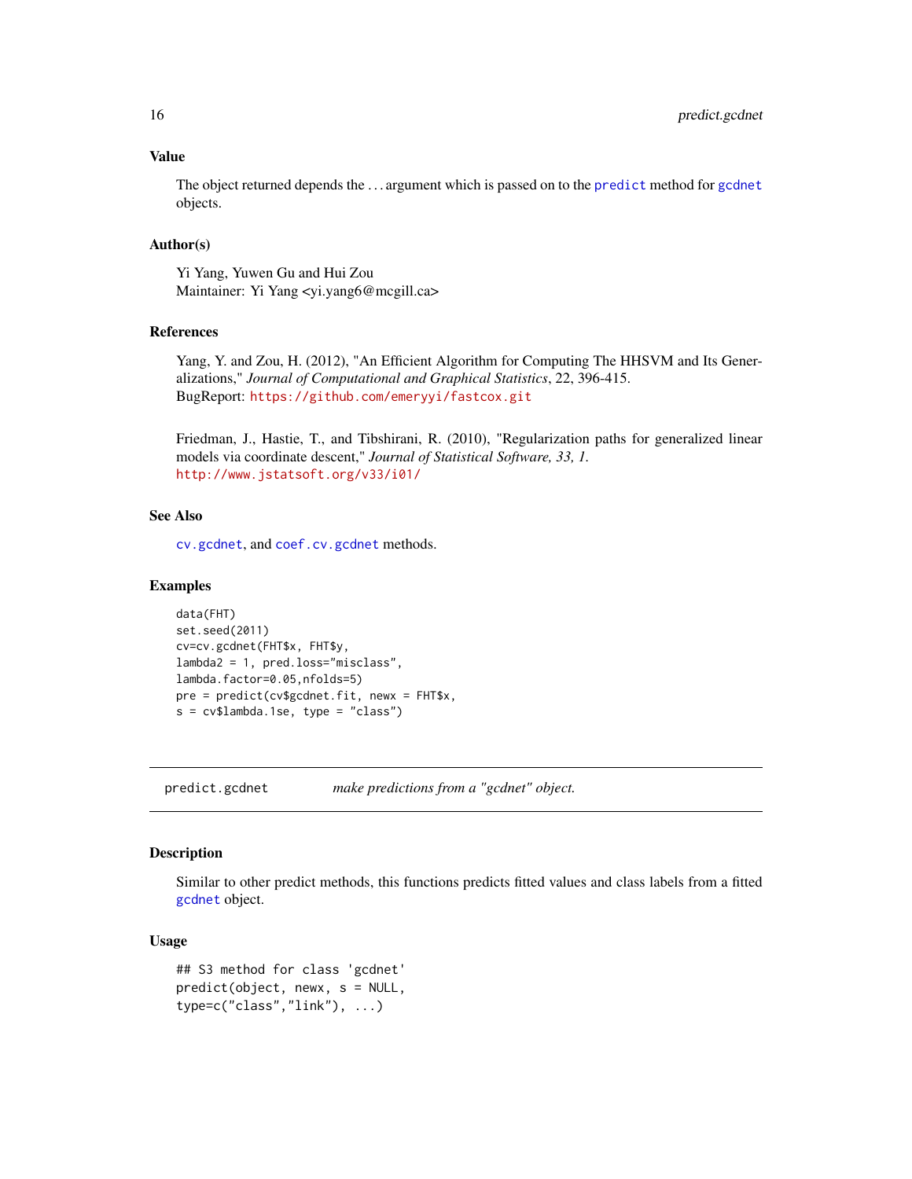### Value

The object returned depends the ... argument which is passed on to the `predict` method for `gcdnet` objects.

### Author(s)

Yi Yang, Yuwen Gu and Hui Zou
Maintainer: Yi Yang <yi.yang6@mcgill.ca>

### References

Yang, Y. and Zou, H. (2012), "An Efficient Algorithm for Computing The HHSVM and Its Generalizations," *Journal of Computational and Graphical Statistics*, 22, 396-415.
BugReport: https://github.com/emeryyi/fastcox.git

Friedman, J., Hastie, T., and Tibshirani, R. (2010), "Regularization paths for generalized linear models via coordinate descent," *Journal of Statistical Software, 33, 1.*
http://www.jstatsoft.org/v33/i01/

### See Also

`cv.gcdnet`, and `coef.cv.gcdnet` methods.

### Examples

```
data(FHT)
set.seed(2011)
cv=cv.gcdnet(FHT$x, FHT$y,
lambda2 = 1, pred.loss="misclass",
lambda.factor=0.05,nfolds=5)
pre = predict(cv$gcdnet.fit, newx = FHT$x,
s = cv$lambda.1se, type = "class")
```

---

## predict.gcdnet — *make predictions from a "gcdnet" object.*

---

### Description

Similar to other predict methods, this functions predicts fitted values and class labels from a fitted `gcdnet` object.

### Usage

```
## S3 method for class 'gcdnet'
predict(object, newx, s = NULL,
type=c("class","link"), ...)
```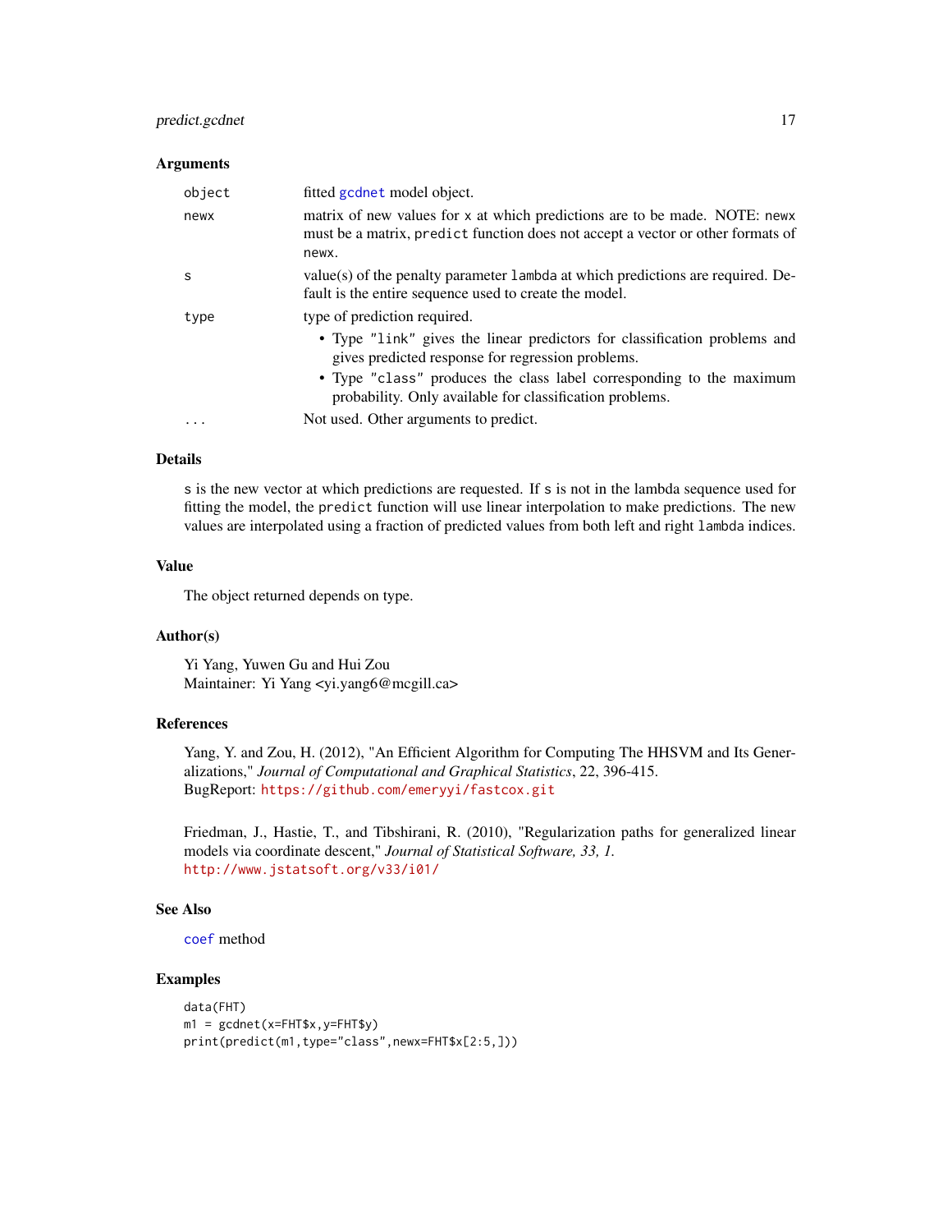## Arguments

| | |
|---|---|
| `object` | fitted `gcdnet` model object. |
| `newx` | matrix of new values for `x` at which predictions are to be made. NOTE: `newx` must be a matrix, `predict` function does not accept a vector or other formats of `newx`. |
| `s` | value(s) of the penalty parameter `lambda` at which predictions are required. Default is the entire sequence used to create the model. |
| `type` | type of prediction required. <br>• Type `"link"` gives the linear predictors for classification problems and gives predicted response for regression problems. <br>• Type `"class"` produces the class label corresponding to the maximum probability. Only available for classification problems. |
| `...` | Not used. Other arguments to predict. |

## Details

`s` is the new vector at which predictions are requested. If `s` is not in the lambda sequence used for fitting the model, the `predict` function will use linear interpolation to make predictions. The new values are interpolated using a fraction of predicted values from both left and right `lambda` indices.

## Value

The object returned depends on type.

## Author(s)

Yi Yang, Yuwen Gu and Hui Zou
Maintainer: Yi Yang <yi.yang6@mcgill.ca>

## References

Yang, Y. and Zou, H. (2012), "An Efficient Algorithm for Computing The HHSVM and Its Generalizations," *Journal of Computational and Graphical Statistics*, 22, 396-415.
BugReport: https://github.com/emeryyi/fastcox.git

Friedman, J., Hastie, T., and Tibshirani, R. (2010), "Regularization paths for generalized linear models via coordinate descent," *Journal of Statistical Software, 33, 1.*
http://www.jstatsoft.org/v33/i01/

## See Also

`coef` method

## Examples

```
data(FHT)
m1 = gcdnet(x=FHT$x,y=FHT$y)
print(predict(m1,type="class",newx=FHT$x[2:5,]))
```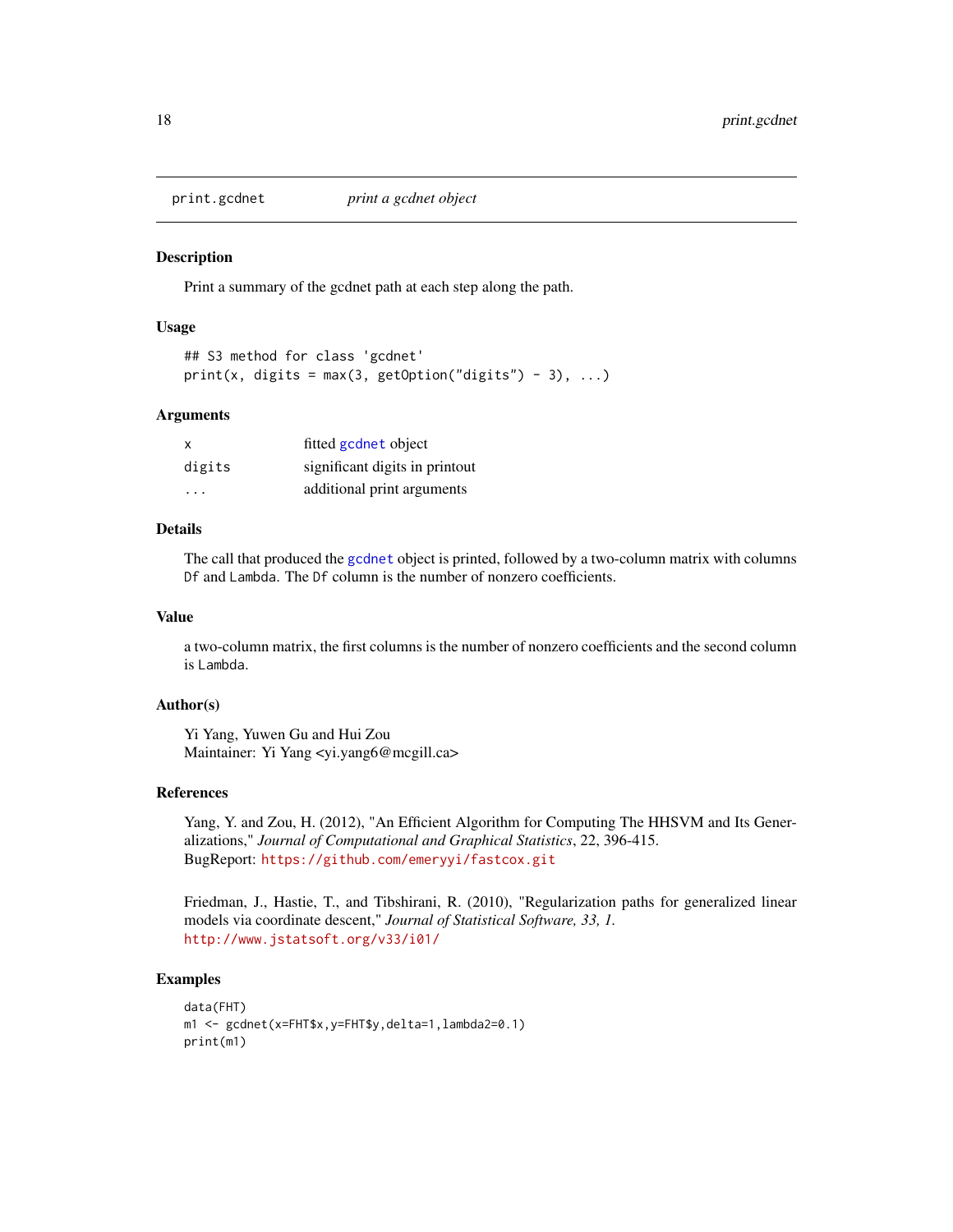print.gcdnet *print a gcdnet object*

## Description

Print a summary of the gcdnet path at each step along the path.

## Usage

```
## S3 method for class 'gcdnet'
print(x, digits = max(3, getOption("digits") - 3), ...)
```

## Arguments

| | |
|---|---|
| x | fitted `gcdnet` object |
| digits | significant digits in printout |
| ... | additional print arguments |

## Details

The call that produced the `gcdnet` object is printed, followed by a two-column matrix with columns `Df` and `Lambda`. The `Df` column is the number of nonzero coefficients.

## Value

a two-column matrix, the first columns is the number of nonzero coefficients and the second column is `Lambda`.

## Author(s)

Yi Yang, Yuwen Gu and Hui Zou
Maintainer: Yi Yang <yi.yang6@mcgill.ca>

## References

Yang, Y. and Zou, H. (2012), "An Efficient Algorithm for Computing The HHSVM and Its Generalizations," *Journal of Computational and Graphical Statistics*, 22, 396-415.
BugReport: https://github.com/emeryyi/fastcox.git

Friedman, J., Hastie, T., and Tibshirani, R. (2010), "Regularization paths for generalized linear models via coordinate descent," *Journal of Statistical Software, 33, 1.*
http://www.jstatsoft.org/v33/i01/

## Examples

```
data(FHT)
m1 <- gcdnet(x=FHT$x,y=FHT$y,delta=1,lambda2=0.1)
print(m1)
```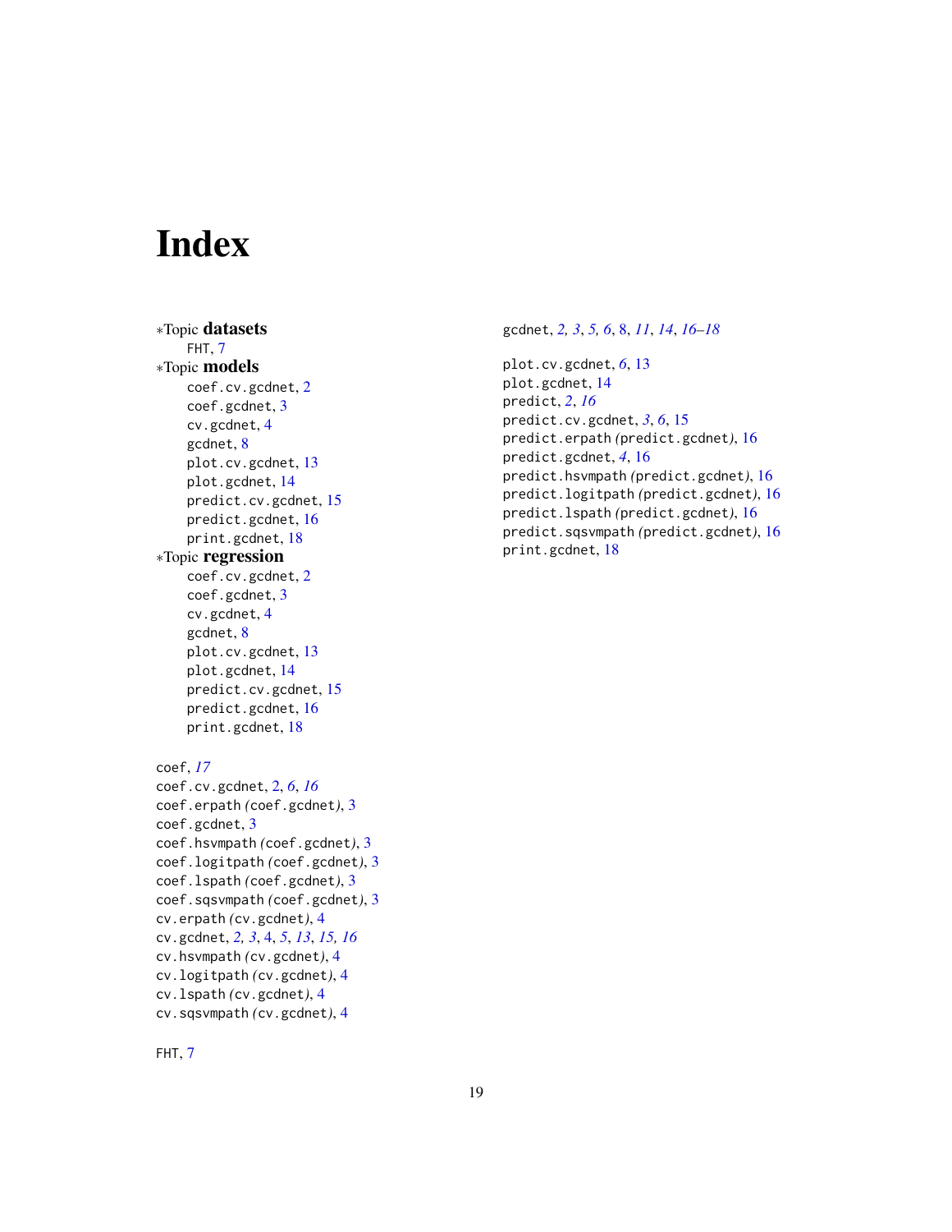# Index

*Topic **datasets**
  FHT, 7

*Topic **models**
  coef.cv.gcdnet, 2
  coef.gcdnet, 3
  cv.gcdnet, 4
  gcdnet, 8
  plot.cv.gcdnet, 13
  plot.gcdnet, 14
  predict.cv.gcdnet, 15
  predict.gcdnet, 16
  print.gcdnet, 18

*Topic **regression**
  coef.cv.gcdnet, 2
  coef.gcdnet, 3
  cv.gcdnet, 4
  gcdnet, 8
  plot.cv.gcdnet, 13
  plot.gcdnet, 14
  predict.cv.gcdnet, 15
  predict.gcdnet, 16
  print.gcdnet, 18

coef, *17*
coef.cv.gcdnet, 2, *6*, *16*
coef.erpath *(*coef.gcdnet*)*, 3
coef.gcdnet, 3
coef.hsvmpath *(*coef.gcdnet*)*, 3
coef.logitpath *(*coef.gcdnet*)*, 3
coef.lspath *(*coef.gcdnet*)*, 3
coef.sqsvmpath *(*coef.gcdnet*)*, 3
cv.erpath *(*cv.gcdnet*)*, 4
cv.gcdnet, *2, 3*, 4, *5*, *13*, *15, 16*
cv.hsvmpath *(*cv.gcdnet*)*, 4
cv.logitpath *(*cv.gcdnet*)*, 4
cv.lspath *(*cv.gcdnet*)*, 4
cv.sqsvmpath *(*cv.gcdnet*)*, 4

FHT, 7

gcdnet, *2, 3*, *5, 6*, 8, *11*, *14*, *16–18*

plot.cv.gcdnet, *6*, 13
plot.gcdnet, 14
predict, *2*, *16*
predict.cv.gcdnet, *3*, *6*, 15
predict.erpath *(*predict.gcdnet*)*, 16
predict.gcdnet, *4*, 16
predict.hsvmpath *(*predict.gcdnet*)*, 16
predict.logitpath *(*predict.gcdnet*)*, 16
predict.lspath *(*predict.gcdnet*)*, 16
predict.sqsvmpath *(*predict.gcdnet*)*, 16
print.gcdnet, 18